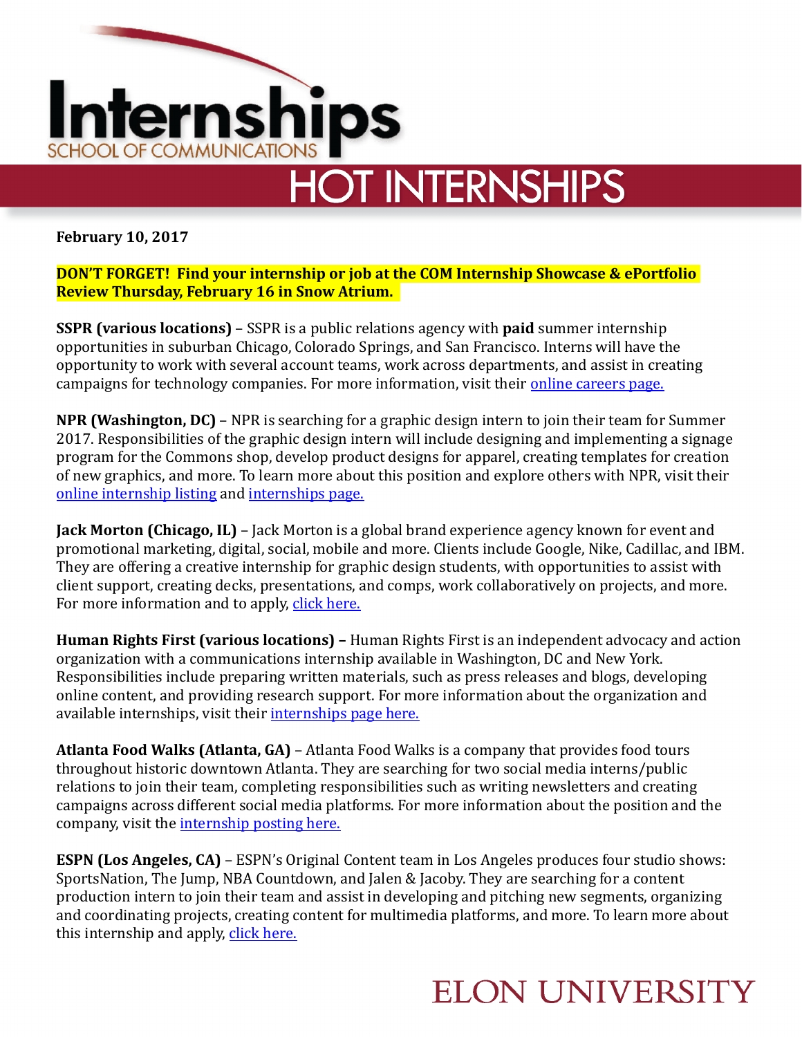# Internships

SCHOOL OF COMMUNICATIONS

## HOT INTERNSHIPS

**February 10, 2017**

**DON'T FORGET! Find your internship or job at the COM Internship Showcase & ePortfolio Review Thursday, February 16 in Snow Atrium.**

**SSPR (various locations)** – SSPR is a public relations agency with **paid** summer internship opportunities in suburban Chicago, Colorado Springs, and San Francisco. Interns will have the opportunity to work with several account teams, work across departments, and assist in creating campaigns for technology companies. For more information, visit their online careers page.

**NPR (Washington, DC)** – NPR is searching for a graphic design intern to join their team for Summer 2017. Responsibilities of the graphic design intern will include designing and implementing a signage program for the Commons shop, develop product designs for apparel, creating templates for creation of new graphics, and more. To learn more about this position and explore others with NPR, visit their online internship listing and internships page.

**Jack Morton (Chicago, IL)** – Jack Morton is a global brand experience agency known for event and promotional marketing, digital, social, mobile and more. Clients include Google, Nike, Cadillac, and IBM. They are offering a creative internship for graphic design students, with opportunities to assist with client support, creating decks, presentations, and comps, work collaboratively on projects, and more. For more information and to apply, click here.

**Human Rights First (various locations) –** Human Rights First is an independent advocacy and action organization with a communications internship available in Washington, DC and New York. Responsibilities include preparing written materials, such as press releases and blogs, developing online content, and providing research support. For more information about the organization and available internships, visit their internships page here.

**Atlanta Food Walks (Atlanta, GA)** – Atlanta Food Walks is a company that provides food tours throughout historic downtown Atlanta. They are searching for two social media interns/public relations to join their team, completing responsibilities such as writing newsletters and creating campaigns across different social media platforms. For more information about the position and the company, visit the internship posting here.

**ESPN (Los Angeles, CA)** – ESPN's Original Content team in Los Angeles produces four studio shows: SportsNation, The Jump, NBA Countdown, and Jalen & Jacoby. They are searching for a content production intern to join their team and assist in developing and pitching new segments, organizing and coordinating projects, creating content for multimedia platforms, and more. To learn more about this internship and apply, click here.

ELON UNIVERSITY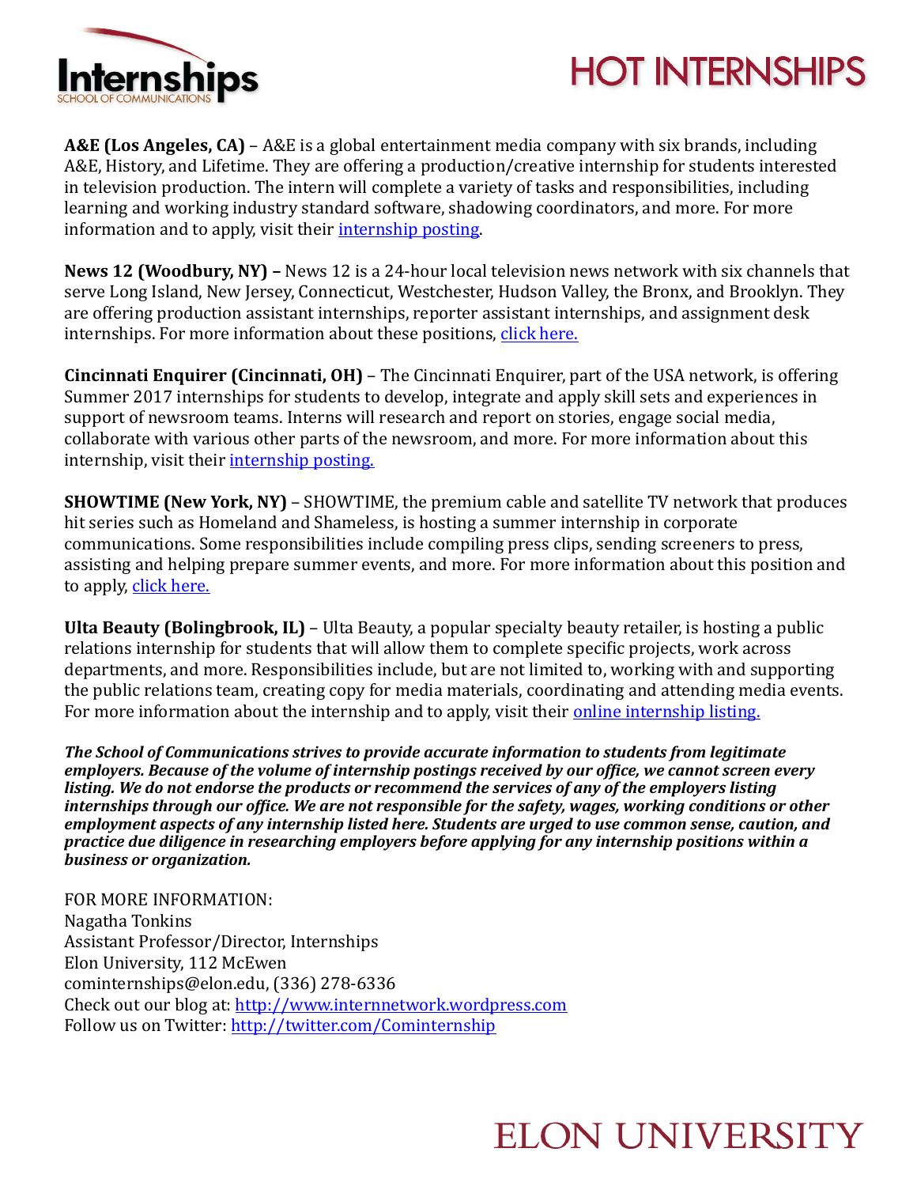# HOT INTERNSHIPS

**A&E (Los Angeles, CA)** – A&E is a global entertainment media company with six brands, including A&E, History, and Lifetime. They are offering a production/creative internship for students interested in television production. The intern will complete a variety of tasks and responsibilities, including learning and working industry standard software, shadowing coordinators, and more. For more information and to apply, visit their internship posting.

**News 12 (Woodbury, NY) –** News 12 is a 24-hour local television news network with six channels that serve Long Island, New Jersey, Connecticut, Westchester, Hudson Valley, the Bronx, and Brooklyn. They are offering production assistant internships, reporter assistant internships, and assignment desk internships. For more information about these positions, click here.

**Cincinnati Enquirer (Cincinnati, OH)** – The Cincinnati Enquirer, part of the USA network, is offering Summer 2017 internships for students to develop, integrate and apply skill sets and experiences in support of newsroom teams. Interns will research and report on stories, engage social media, collaborate with various other parts of the newsroom, and more. For more information about this internship, visit their internship posting.

**SHOWTIME (New York, NY)** – SHOWTIME, the premium cable and satellite TV network that produces hit series such as Homeland and Shameless, is hosting a summer internship in corporate communications. Some responsibilities include compiling press clips, sending screeners to press, assisting and helping prepare summer events, and more. For more information about this position and to apply, click here.

**Ulta Beauty (Bolingbrook, IL)** – Ulta Beauty, a popular specialty beauty retailer, is hosting a public relations internship for students that will allow them to complete specific projects, work across departments, and more. Responsibilities include, but are not limited to, working with and supporting the public relations team, creating copy for media materials, coordinating and attending media events. For more information about the internship and to apply, visit their online internship listing.

***The School of Communications strives to provide accurate information to students from legitimate employers. Because of the volume of internship postings received by our office, we cannot screen every listing. We do not endorse the products or recommend the services of any of the employers listing internships through our office. We are not responsible for the safety, wages, working conditions or other employment aspects of any internship listed here. Students are urged to use common sense, caution, and practice due diligence in researching employers before applying for any internship positions within a business or organization.***

FOR MORE INFORMATION:
Nagatha Tonkins
Assistant Professor/Director, Internships
Elon University, 112 McEwen
cominternships@elon.edu, (336) 278-6336
Check out our blog at: http://www.internnetwork.wordpress.com
Follow us on Twitter: http://twitter.com/Cominternship